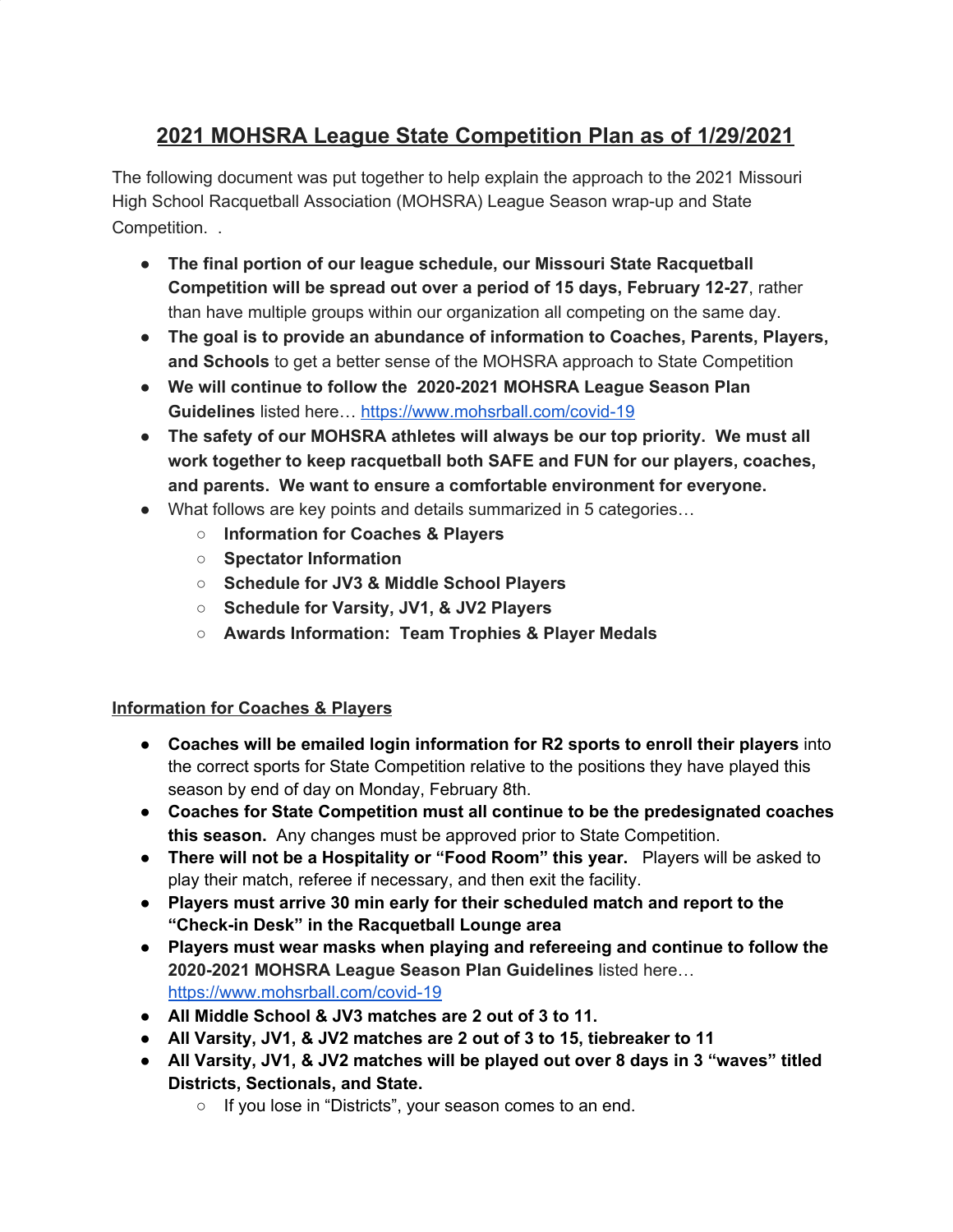# 2021 MOHSRA League State Competition Plan as of 1/29/2021

The following document was put together to help explain the approach to the 2021 Missouri High School Racquetball Association (MOHSRA) League Season wrap-up and State Competition.  .

- **The final portion of our league schedule, our Missouri State Racquetball Competition will be spread out over a period of 15 days, February 12-27**, rather than have multiple groups within our organization all competing on the same day.
- **The goal is to provide an abundance of information to Coaches, Parents, Players, and Schools** to get a better sense of the MOHSRA approach to State Competition
- **We will continue to follow the  2020-2021 MOHSRA League Season Plan Guidelines** listed here… https://www.mohsrball.com/covid-19
- **The safety of our MOHSRA athletes will always be our top priority.  We must all work together to keep racquetball both SAFE and FUN for our players, coaches, and parents.  We want to ensure a comfortable environment for everyone.**
- What follows are key points and details summarized in 5 categories…
  - **Information for Coaches & Players**
  - **Spectator Information**
  - **Schedule for JV3 & Middle School Players**
  - **Schedule for Varsity, JV1, & JV2 Players**
  - **Awards Information:  Team Trophies & Player Medals**

## Information for Coaches & Players

- **Coaches will be emailed login information for R2 sports to enroll their players** into the correct sports for State Competition relative to the positions they have played this season by end of day on Monday, February 8th.
- **Coaches for State Competition must all continue to be the predesignated coaches this season.**  Any changes must be approved prior to State Competition.
- **There will not be a Hospitality or "Food Room" this year.**   Players will be asked to play their match, referee if necessary, and then exit the facility.
- **Players must arrive 30 min early for their scheduled match and report to the "Check-in Desk" in the Racquetball Lounge area**
- **Players must wear masks when playing and refereeing and continue to follow the 2020-2021 MOHSRA League Season Plan Guidelines** listed here… https://www.mohsrball.com/covid-19
- **All Middle School & JV3 matches are 2 out of 3 to 11.**
- **All Varsity, JV1, & JV2 matches are 2 out of 3 to 15, tiebreaker to 11**
- **All Varsity, JV1, & JV2 matches will be played out over 8 days in 3 "waves" titled Districts, Sectionals, and State.**
  - If you lose in "Districts", your season comes to an end.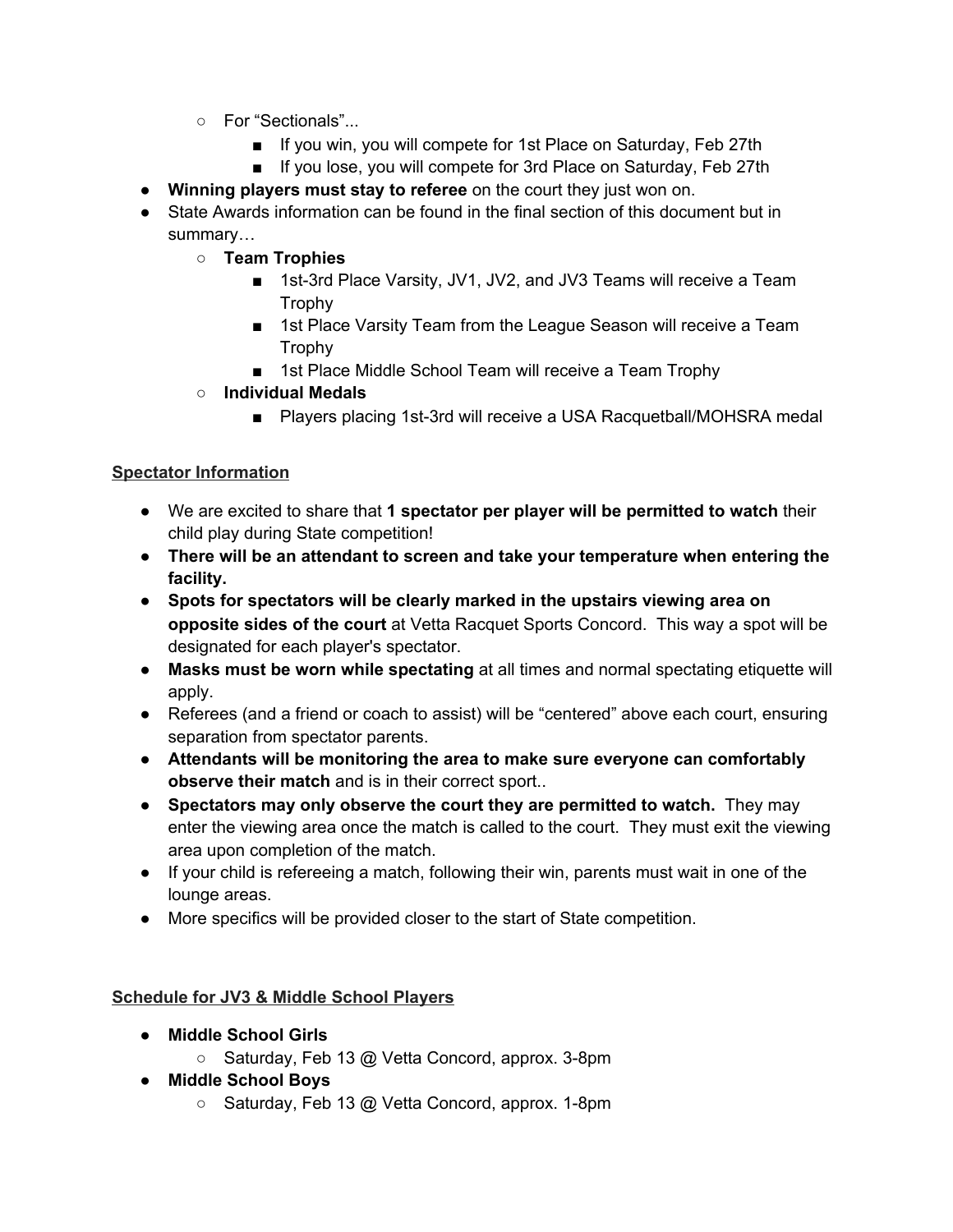- For "Sectionals"...
        - If you win, you will compete for 1st Place on Saturday, Feb 27th
        - If you lose, you will compete for 3rd Place on Saturday, Feb 27th
- **Winning players must stay to referee** on the court they just won on.
- State Awards information can be found in the final section of this document but in summary…
    - **Team Trophies**
        - 1st-3rd Place Varsity, JV1, JV2, and JV3 Teams will receive a Team Trophy
        - 1st Place Varsity Team from the League Season will receive a Team Trophy
        - 1st Place Middle School Team will receive a Team Trophy
    - **Individual Medals**
        - Players placing 1st-3rd will receive a USA Racquetball/MOHSRA medal

## Spectator Information

- We are excited to share that **1 spectator per player will be permitted to watch** their child play during State competition!
- **There will be an attendant to screen and take your temperature when entering the facility.**
- **Spots for spectators will be clearly marked in the upstairs viewing area on opposite sides of the court** at Vetta Racquet Sports Concord. This way a spot will be designated for each player's spectator.
- **Masks must be worn while spectating** at all times and normal spectating etiquette will apply.
- Referees (and a friend or coach to assist) will be "centered" above each court, ensuring separation from spectator parents.
- **Attendants will be monitoring the area to make sure everyone can comfortably observe their match** and is in their correct sport..
- **Spectators may only observe the court they are permitted to watch.** They may enter the viewing area once the match is called to the court. They must exit the viewing area upon completion of the match.
- If your child is refereeing a match, following their win, parents must wait in one of the lounge areas.
- More specifics will be provided closer to the start of State competition.

## Schedule for JV3 & Middle School Players

- **Middle School Girls**
    - Saturday, Feb 13 @ Vetta Concord, approx. 3-8pm
- **Middle School Boys**
    - Saturday, Feb 13 @ Vetta Concord, approx. 1-8pm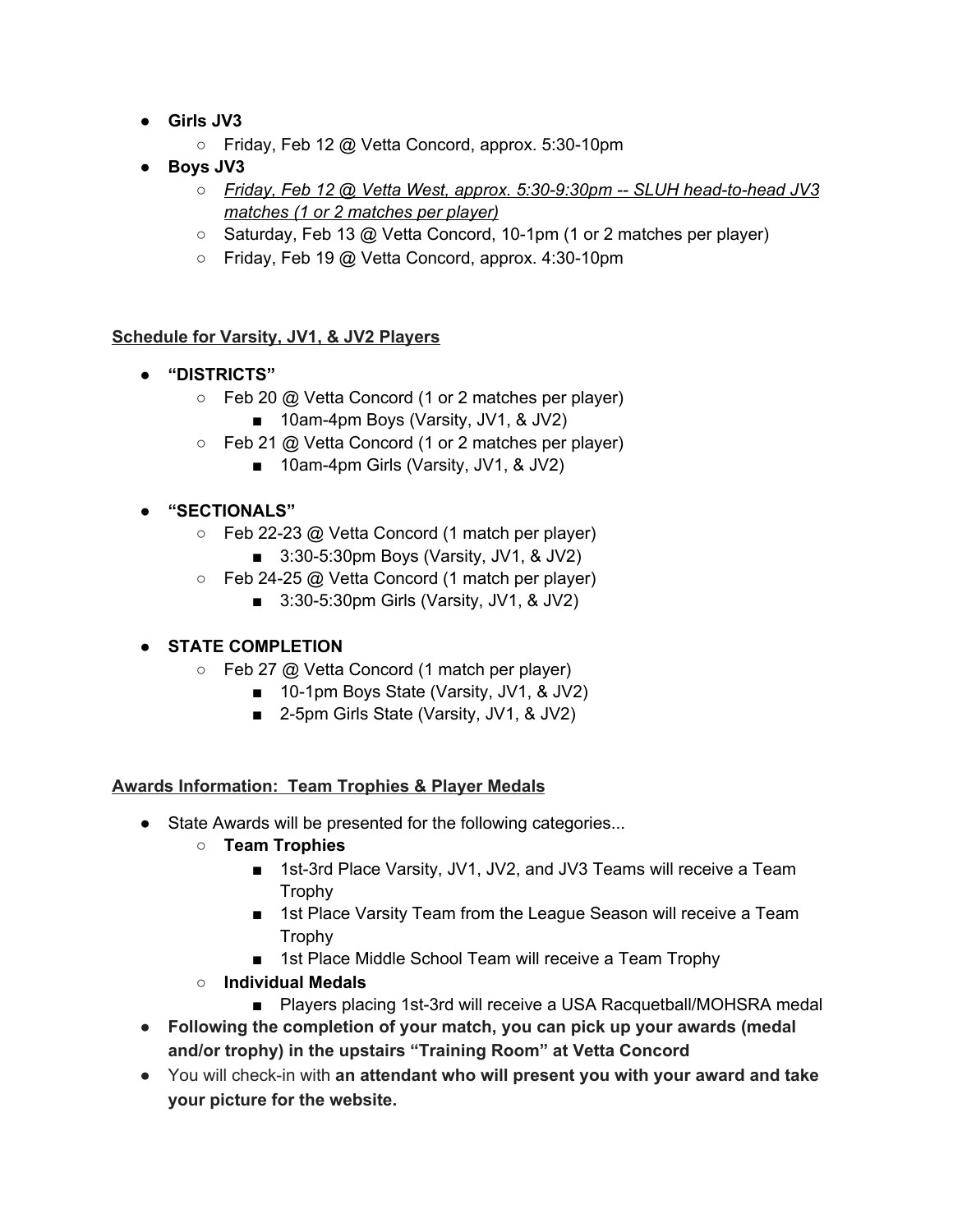- **Girls JV3**
  - Friday, Feb 12 @ Vetta Concord, approx. 5:30-10pm
- **Boys JV3**
  - *Friday, Feb 12 @ Vetta West, approx. 5:30-9:30pm -- SLUH head-to-head JV3 matches (1 or 2 matches per player)*
  - Saturday, Feb 13 @ Vetta Concord, 10-1pm (1 or 2 matches per player)
  - Friday, Feb 19 @ Vetta Concord, approx. 4:30-10pm

**Schedule for Varsity, JV1, & JV2 Players**

- **"DISTRICTS"**
  - Feb 20 @ Vetta Concord (1 or 2 matches per player)
    - 10am-4pm Boys (Varsity, JV1, & JV2)
  - Feb 21 @ Vetta Concord (1 or 2 matches per player)
    - 10am-4pm Girls (Varsity, JV1, & JV2)

- **"SECTIONALS"**
  - Feb 22-23 @ Vetta Concord (1 match per player)
    - 3:30-5:30pm Boys (Varsity, JV1, & JV2)
  - Feb 24-25 @ Vetta Concord (1 match per player)
    - 3:30-5:30pm Girls (Varsity, JV1, & JV2)

- **STATE COMPLETION**
  - Feb 27 @ Vetta Concord (1 match per player)
    - 10-1pm Boys State (Varsity, JV1, & JV2)
    - 2-5pm Girls State (Varsity, JV1, & JV2)

**Awards Information: Team Trophies & Player Medals**

- State Awards will be presented for the following categories...
  - **Team Trophies**
    - 1st-3rd Place Varsity, JV1, JV2, and JV3 Teams will receive a Team Trophy
    - 1st Place Varsity Team from the League Season will receive a Team Trophy
    - 1st Place Middle School Team will receive a Team Trophy
  - **Individual Medals**
    - Players placing 1st-3rd will receive a USA Racquetball/MOHSRA medal
- **Following the completion of your match, you can pick up your awards (medal and/or trophy) in the upstairs "Training Room" at Vetta Concord**
- You will check-in with **an attendant who will present you with your award and take your picture for the website.**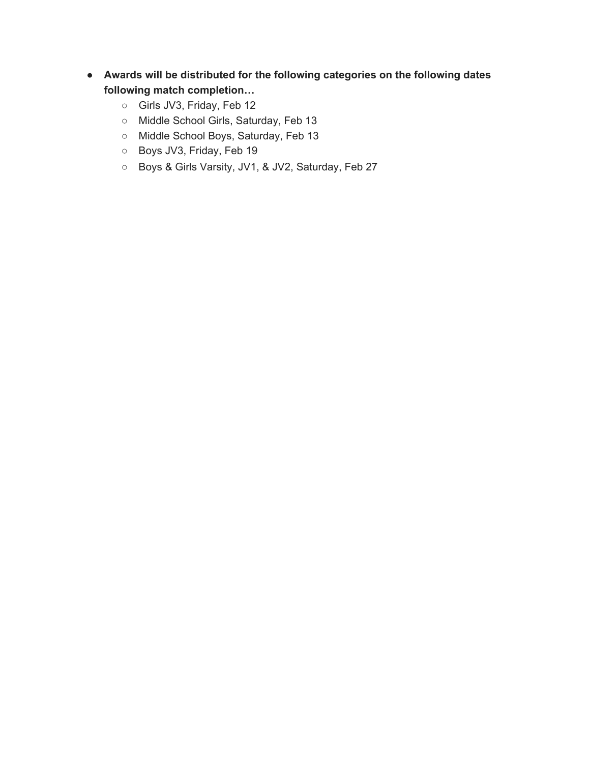- **Awards will be distributed for the following categories on the following dates following match completion…**
  - Girls JV3, Friday, Feb 12
  - Middle School Girls, Saturday, Feb 13
  - Middle School Boys, Saturday, Feb 13
  - Boys JV3, Friday, Feb 19
  - Boys & Girls Varsity, JV1, & JV2, Saturday, Feb 27